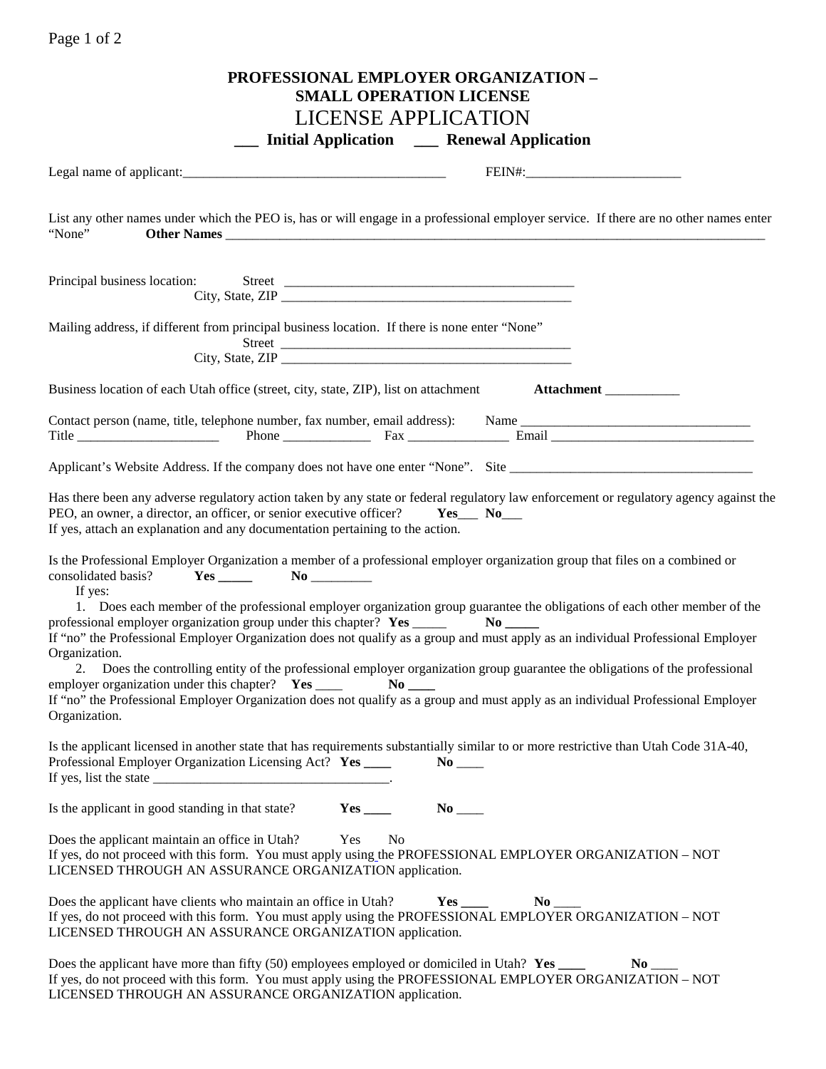# PROFESSIONAL EMPLOYER ORGANIZATION – SMALL OPERATION LICENSE

# LICENSE APPLICATION

**___ Initial Application ___ Renewal Application**

Legal name of applicant:_______________________________________ FEIN#:_______________________

List any other names under which the PEO is, has or will engage in a professional employer service. If there are no other names enter "None" **Other Names** ____________________________________________________________________________________

Principal business location: Street ____________________________________________
City, State, ZIP ____________________________________________

Mailing address, if different from principal business location. If there is none enter "None"
Street ____________________________________________
City, State, ZIP ____________________________________________

Business location of each Utah office (street, city, state, ZIP), list on attachment **Attachment** ___________

Contact person (name, title, telephone number, fax number, email address): Name __________________________________
Title _____________________ Phone _____________ Fax _______________ Email ______________________________

Applicant's Website Address. If the company does not have one enter "None". Site ____________________________________

Has there been any adverse regulatory action taken by any state or federal regulatory law enforcement or regulatory agency against the PEO, an owner, a director, an officer, or senior executive officer? **Yes___ No___**
If yes, attach an explanation and any documentation pertaining to the action.

Is the Professional Employer Organization a member of a professional employer organization group that files on a combined or consolidated basis? **Yes _____ No** _________

If yes:

1. Does each member of the professional employer organization group guarantee the obligations of each other member of the professional employer organization group under this chapter? **Yes** _____ **No _____**

If "no" the Professional Employer Organization does not qualify as a group and must apply as an individual Professional Employer Organization.

2. Does the controlling entity of the professional employer organization group guarantee the obligations of the professional employer organization under this chapter? **Yes** ____ **No ____**

If "no" the Professional Employer Organization does not qualify as a group and must apply as an individual Professional Employer Organization.

Is the applicant licensed in another state that has requirements substantially similar to or more restrictive than Utah Code 31A-40, Professional Employer Organization Licensing Act? **Yes ____ No** ____
If yes, list the state ___________________________________.

Is the applicant in good standing in that state? **Yes ____ No** ____

Does the applicant maintain an office in Utah? Yes No
If yes, do not proceed with this form. You must apply using the PROFESSIONAL EMPLOYER ORGANIZATION – NOT LICENSED THROUGH AN ASSURANCE ORGANIZATION application.

Does the applicant have clients who maintain an office in Utah? **Yes ____ No** ____
If yes, do not proceed with this form. You must apply using the PROFESSIONAL EMPLOYER ORGANIZATION – NOT LICENSED THROUGH AN ASSURANCE ORGANIZATION application.

Does the applicant have more than fifty (50) employees employed or domiciled in Utah? **Yes ____ No** ____
If yes, do not proceed with this form. You must apply using the PROFESSIONAL EMPLOYER ORGANIZATION – NOT LICENSED THROUGH AN ASSURANCE ORGANIZATION application.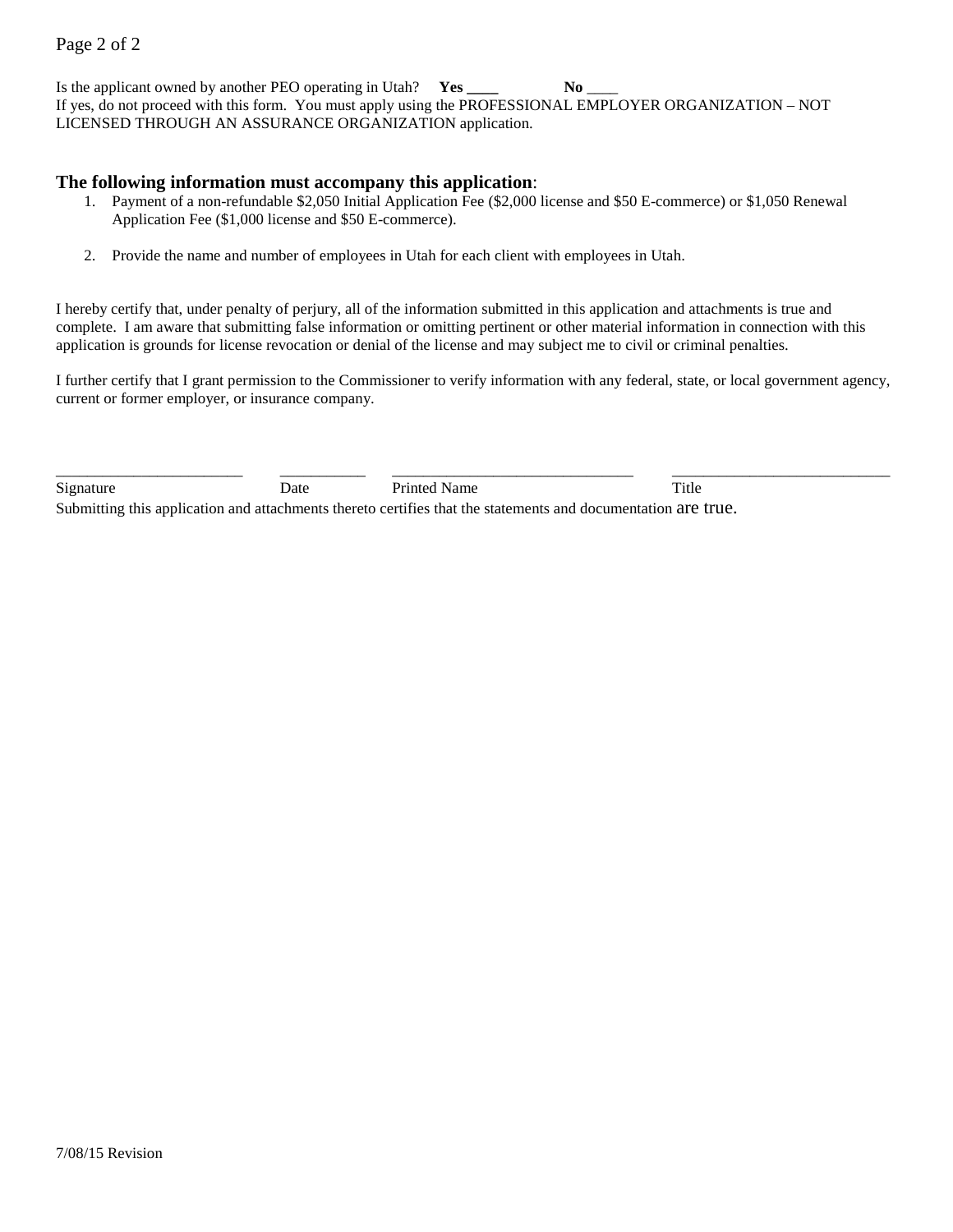Is the applicant owned by another PEO operating in Utah? **Yes ____** **No** ____
If yes, do not proceed with this form. You must apply using the PROFESSIONAL EMPLOYER ORGANIZATION – NOT LICENSED THROUGH AN ASSURANCE ORGANIZATION application.

## The following information must accompany this application:

1. Payment of a non-refundable $2,050 Initial Application Fee ($2,000 license and $50 E-commerce) or $1,050 Renewal Application Fee ($1,000 license and $50 E-commerce).

2. Provide the name and number of employees in Utah for each client with employees in Utah.

I hereby certify that, under penalty of perjury, all of the information submitted in this application and attachments is true and complete. I am aware that submitting false information or omitting pertinent or other material information in connection with this application is grounds for license revocation or denial of the license and may subject me to civil or criminal penalties.

I further certify that I grant permission to the Commissioner to verify information with any federal, state, or local government agency, current or former employer, or insurance company.

________________________ ___________ ________________________________ ____________________________
Signature Date Printed Name Title

Submitting this application and attachments thereto certifies that the statements and documentation are true.

7/08/15 Revision